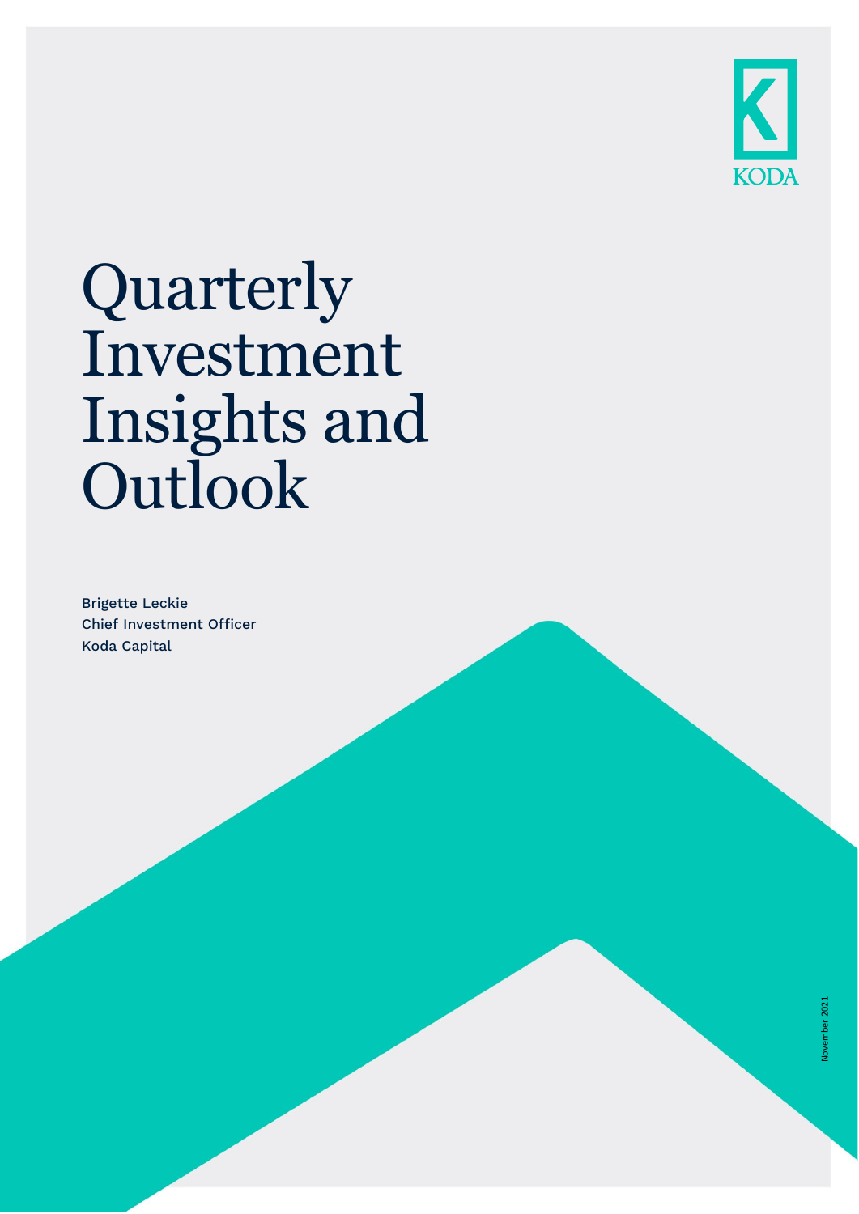KODA

# Quarterly Investment Insights and Outlook

Brigette Leckie
Chief Investment Officer
Koda Capital

November 2021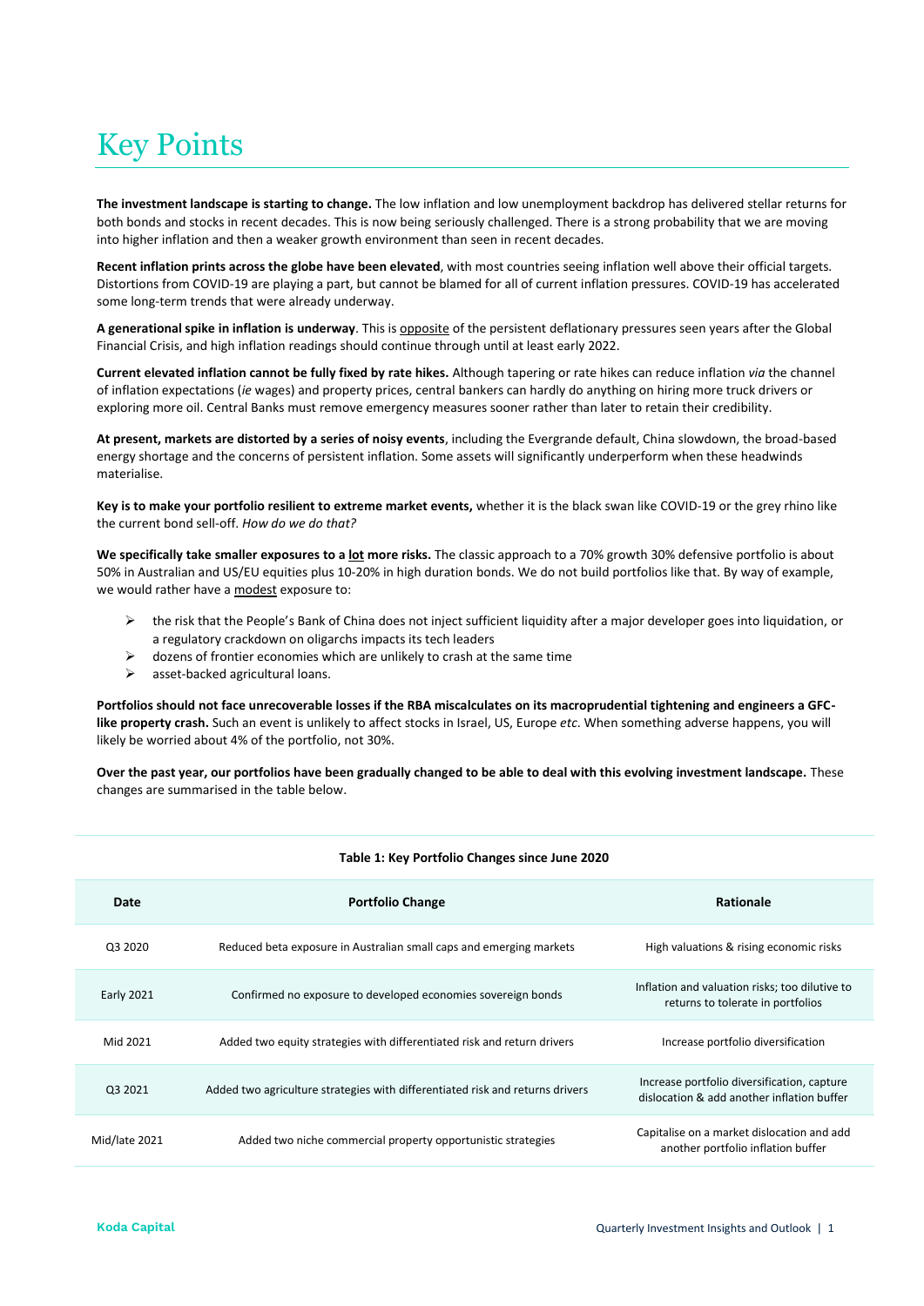# Key Points

**The investment landscape is starting to change.** The low inflation and low unemployment backdrop has delivered stellar returns for both bonds and stocks in recent decades. This is now being seriously challenged. There is a strong probability that we are moving into higher inflation and then a weaker growth environment than seen in recent decades.

**Recent inflation prints across the globe have been elevated**, with most countries seeing inflation well above their official targets. Distortions from COVID-19 are playing a part, but cannot be blamed for all of current inflation pressures. COVID-19 has accelerated some long-term trends that were already underway.

**A generational spike in inflation is underway**. This is opposite of the persistent deflationary pressures seen years after the Global Financial Crisis, and high inflation readings should continue through until at least early 2022.

**Current elevated inflation cannot be fully fixed by rate hikes.** Although tapering or rate hikes can reduce inflation *via* the channel of inflation expectations (*ie* wages) and property prices, central bankers can hardly do anything on hiring more truck drivers or exploring more oil. Central Banks must remove emergency measures sooner rather than later to retain their credibility.

**At present, markets are distorted by a series of noisy events**, including the Evergrande default, China slowdown, the broad-based energy shortage and the concerns of persistent inflation. Some assets will significantly underperform when these headwinds materialise.

**Key is to make your portfolio resilient to extreme market events,** whether it is the black swan like COVID-19 or the grey rhino like the current bond sell-off. *How do we do that?*

**We specifically take smaller exposures to a lot more risks.** The classic approach to a 70% growth 30% defensive portfolio is about 50% in Australian and US/EU equities plus 10-20% in high duration bonds. We do not build portfolios like that. By way of example, we would rather have a modest exposure to:

- the risk that the People's Bank of China does not inject sufficient liquidity after a major developer goes into liquidation, or a regulatory crackdown on oligarchs impacts its tech leaders
- dozens of frontier economies which are unlikely to crash at the same time
- asset-backed agricultural loans.

**Portfolios should not face unrecoverable losses if the RBA miscalculates on its macroprudential tightening and engineers a GFC-like property crash.** Such an event is unlikely to affect stocks in Israel, US, Europe *etc*. When something adverse happens, you will likely be worried about 4% of the portfolio, not 30%.

**Over the past year, our portfolios have been gradually changed to be able to deal with this evolving investment landscape.** These changes are summarised in the table below.

**Table 1: Key Portfolio Changes since June 2020**

| Date | Portfolio Change | Rationale |
|---|---|---|
| Q3 2020 | Reduced beta exposure in Australian small caps and emerging markets | High valuations & rising economic risks |
| Early 2021 | Confirmed no exposure to developed economies sovereign bonds | Inflation and valuation risks; too dilutive to returns to tolerate in portfolios |
| Mid 2021 | Added two equity strategies with differentiated risk and return drivers | Increase portfolio diversification |
| Q3 2021 | Added two agriculture strategies with differentiated risk and returns drivers | Increase portfolio diversification, capture dislocation & add another inflation buffer |
| Mid/late 2021 | Added two niche commercial property opportunistic strategies | Capitalise on a market dislocation and add another portfolio inflation buffer |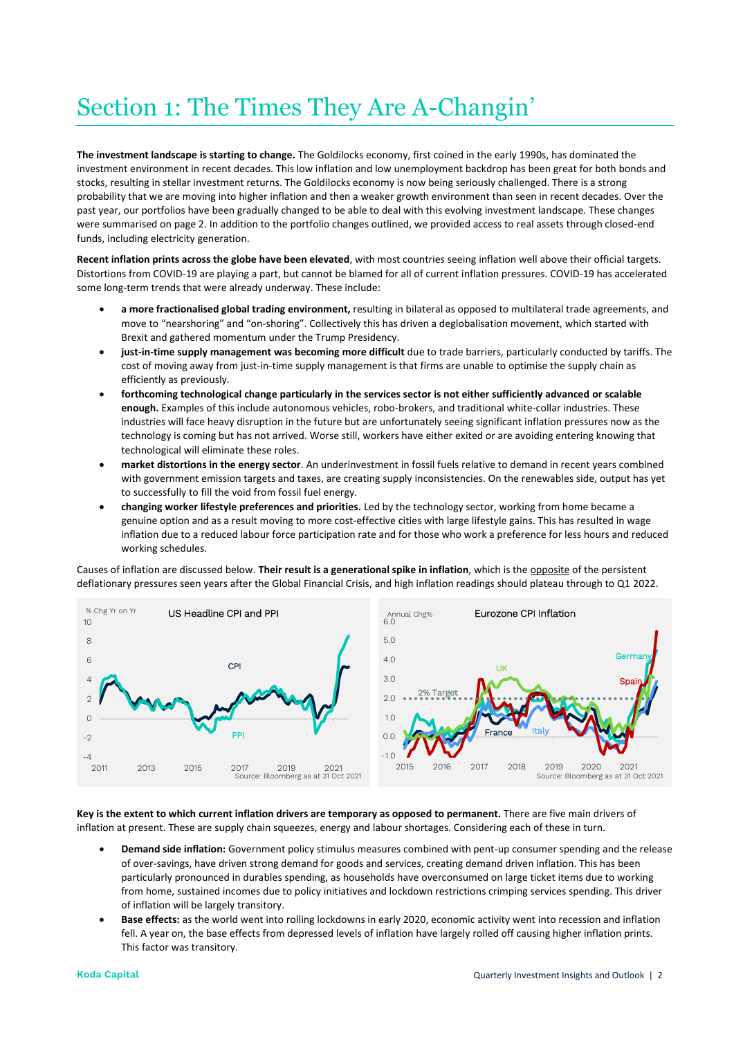# Section 1: The Times They Are A-Changin'

**The investment landscape is starting to change.** The Goldilocks economy, first coined in the early 1990s, has dominated the investment environment in recent decades. This low inflation and low unemployment backdrop has been great for both bonds and stocks, resulting in stellar investment returns. The Goldilocks economy is now being seriously challenged. There is a strong probability that we are moving into higher inflation and then a weaker growth environment than seen in recent decades. Over the past year, our portfolios have been gradually changed to be able to deal with this evolving investment landscape. These changes were summarised on page 2. In addition to the portfolio changes outlined, we provided access to real assets through closed-end funds, including electricity generation.

**Recent inflation prints across the globe have been elevated**, with most countries seeing inflation well above their official targets. Distortions from COVID-19 are playing a part, but cannot be blamed for all of current inflation pressures. COVID-19 has accelerated some long-term trends that were already underway. These include:

- **a more fractionalised global trading environment,** resulting in bilateral as opposed to multilateral trade agreements, and move to "nearshoring" and "on-shoring". Collectively this has driven a deglobalisation movement, which started with Brexit and gathered momentum under the Trump Presidency.
- **just-in-time supply management was becoming more difficult** due to trade barriers, particularly conducted by tariffs. The cost of moving away from just-in-time supply management is that firms are unable to optimise the supply chain as efficiently as previously.
- **forthcoming technological change particularly in the services sector is not either sufficiently advanced or scalable enough.** Examples of this include autonomous vehicles, robo-brokers, and traditional white-collar industries. These industries will face heavy disruption in the future but are unfortunately seeing significant inflation pressures now as the technology is coming but has not arrived. Worse still, workers have either exited or are avoiding entering knowing that technological will eliminate these roles.
- **market distortions in the energy sector**. An underinvestment in fossil fuels relative to demand in recent years combined with government emission targets and taxes, are creating supply inconsistencies. On the renewables side, output has yet to successfully to fill the void from fossil fuel energy.
- **changing worker lifestyle preferences and priorities.** Led by the technology sector, working from home became a genuine option and as a result moving to more cost-effective cities with large lifestyle gains. This has resulted in wage inflation due to a reduced labour force participation rate and for those who work a preference for less hours and reduced working schedules.

Causes of inflation are discussed below. **Their result is a generational spike in inflation**, which is the opposite of the persistent deflationary pressures seen years after the Global Financial Crisis, and high inflation readings should plateau through to Q1 2022.

US Headline CPI and PPI

Source: Bloomberg as at 31 Oct 2021

Eurozone CPI Inflation

Source: Bloomberg as at 31 Oct 2021

**Key is the extent to which current inflation drivers are temporary as opposed to permanent.** There are five main drivers of inflation at present. These are supply chain squeezes, energy and labour shortages. Considering each of these in turn.

- **Demand side inflation:** Government policy stimulus measures combined with pent-up consumer spending and the release of over-savings, have driven strong demand for goods and services, creating demand driven inflation. This has been particularly pronounced in durables spending, as households have overconsumed on large ticket items due to working from home, sustained incomes due to policy initiatives and lockdown restrictions crimping services spending. This driver of inflation will be largely transitory.
- **Base effects:** as the world went into rolling lockdowns in early 2020, economic activity went into recession and inflation fell. A year on, the base effects from depressed levels of inflation have largely rolled off causing higher inflation prints. This factor was transitory.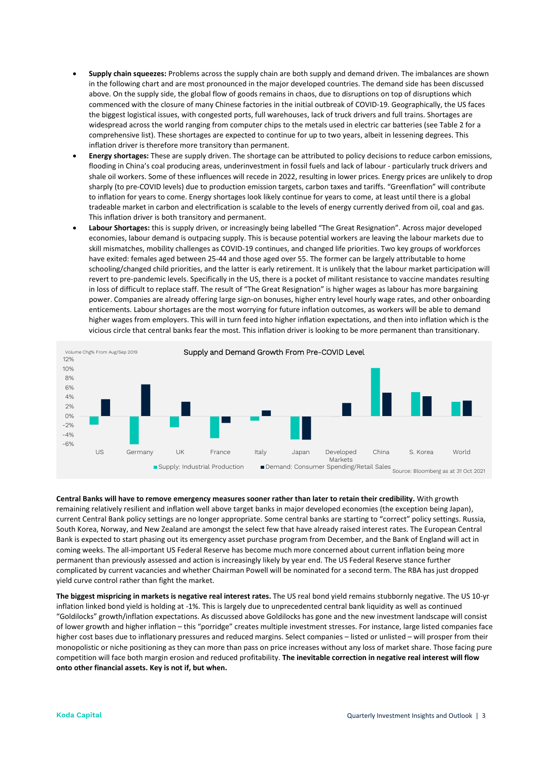- **Supply chain squeezes:** Problems across the supply chain are both supply and demand driven. The imbalances are shown in the following chart and are most pronounced in the major developed countries. The demand side has been discussed above. On the supply side, the global flow of goods remains in chaos, due to disruptions on top of disruptions which commenced with the closure of many Chinese factories in the initial outbreak of COVID-19. Geographically, the US faces the biggest logistical issues, with congested ports, full warehouses, lack of truck drivers and full trains. Shortages are widespread across the world ranging from computer chips to the metals used in electric car batteries (see Table 2 for a comprehensive list). These shortages are expected to continue for up to two years, albeit in lessening degrees. This inflation driver is therefore more transitory than permanent.
- **Energy shortages:** These are supply driven. The shortage can be attributed to policy decisions to reduce carbon emissions, flooding in China's coal producing areas, underinvestment in fossil fuels and lack of labour - particularly truck drivers and shale oil workers. Some of these influences will recede in 2022, resulting in lower prices. Energy prices are unlikely to drop sharply (to pre-COVID levels) due to production emission targets, carbon taxes and tariffs. "Greenflation" will contribute to inflation for years to come. Energy shortages look likely continue for years to come, at least until there is a global tradeable market in carbon and electrification is scalable to the levels of energy currently derived from oil, coal and gas. This inflation driver is both transitory and permanent.
- **Labour Shortages:** this is supply driven, or increasingly being labelled "The Great Resignation". Across major developed economies, labour demand is outpacing supply. This is because potential workers are leaving the labour markets due to skill mismatches, mobility challenges as COVID-19 continues, and changed life priorities. Two key groups of workforces have exited: females aged between 25-44 and those aged over 55. The former can be largely attributable to home schooling/changed child priorities, and the latter is early retirement. It is unlikely that the labour market participation will revert to pre-pandemic levels. Specifically in the US, there is a pocket of militant resistance to vaccine mandates resulting in loss of difficult to replace staff. The result of "The Great Resignation" is higher wages as labour has more bargaining power. Companies are already offering large sign-on bonuses, higher entry level hourly wage rates, and other onboarding enticements. Labour shortages are the most worrying for future inflation outcomes, as workers will be able to demand higher wages from employers. This will in turn feed into higher inflation expectations, and then into inflation which is the vicious circle that central banks fear the most. This inflation driver is looking to be more permanent than transitionary.

Supply and Demand Growth From Pre-COVID Level

Source: Bloomberg as at 31 Oct 2021

**Central Banks will have to remove emergency measures sooner rather than later to retain their credibility.** With growth remaining relatively resilient and inflation well above target banks in major developed economies (the exception being Japan), current Central Bank policy settings are no longer appropriate. Some central banks are starting to "correct" policy settings. Russia, South Korea, Norway, and New Zealand are amongst the select few that have already raised interest rates. The European Central Bank is expected to start phasing out its emergency asset purchase program from December, and the Bank of England will act in coming weeks. The all-important US Federal Reserve has become much more concerned about current inflation being more permanent than previously assessed and action is increasingly likely by year end. The US Federal Reserve stance further complicated by current vacancies and whether Chairman Powell will be nominated for a second term. The RBA has just dropped yield curve control rather than fight the market.

**The biggest mispricing in markets is negative real interest rates.** The US real bond yield remains stubbornly negative. The US 10-yr inflation linked bond yield is holding at -1%. This is largely due to unprecedented central bank liquidity as well as continued "Goldilocks" growth/inflation expectations. As discussed above Goldilocks has gone and the new investment landscape will consist of lower growth and higher inflation – this "porridge" creates multiple investment stresses. For instance, large listed companies face higher cost bases due to inflationary pressures and reduced margins. Select companies – listed or unlisted – will prosper from their monopolistic or niche positioning as they can more than pass on price increases without any loss of market share. Those facing pure competition will face both margin erosion and reduced profitability. **The inevitable correction in negative real interest will flow onto other financial assets. Key is not if, but when.**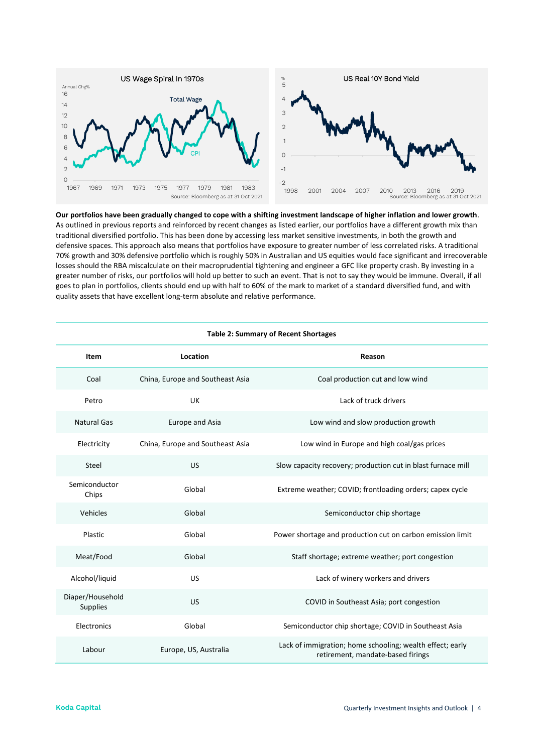US Wage Spiral In 1970s

Source: Bloomberg as at 31 Oct 2021

US Real 10Y Bond Yield

Source: Bloomberg as at 31 Oct 2021

**Our portfolios have been gradually changed to cope with a shifting investment landscape of higher inflation and lower growth**. As outlined in previous reports and reinforced by recent changes as listed earlier, our portfolios have a different growth mix than traditional diversified portfolio. This has been done by accessing less market sensitive investments, in both the growth and defensive spaces. This approach also means that portfolios have exposure to greater number of less correlated risks. A traditional 70% growth and 30% defensive portfolio which is roughly 50% in Australian and US equities would face significant and irrecoverable losses should the RBA miscalculate on their macroprudential tightening and engineer a GFC like property crash. By investing in a greater number of risks, our portfolios will hold up better to such an event. That is not to say they would be immune. Overall, if all goes to plan in portfolios, clients should end up with half to 60% of the mark to market of a standard diversified fund, and with quality assets that have excellent long-term absolute and relative performance.

**Table 2: Summary of Recent Shortages**

| Item | Location | Reason |
|---|---|---|
| Coal | China, Europe and Southeast Asia | Coal production cut and low wind |
| Petro | UK | Lack of truck drivers |
| Natural Gas | Europe and Asia | Low wind and slow production growth |
| Electricity | China, Europe and Southeast Asia | Low wind in Europe and high coal/gas prices |
| Steel | US | Slow capacity recovery; production cut in blast furnace mill |
| Semiconductor Chips | Global | Extreme weather; COVID; frontloading orders; capex cycle |
| Vehicles | Global | Semiconductor chip shortage |
| Plastic | Global | Power shortage and production cut on carbon emission limit |
| Meat/Food | Global | Staff shortage; extreme weather; port congestion |
| Alcohol/liquid | US | Lack of winery workers and drivers |
| Diaper/Household Supplies | US | COVID in Southeast Asia; port congestion |
| Electronics | Global | Semiconductor chip shortage; COVID in Southeast Asia |
| Labour | Europe, US, Australia | Lack of immigration; home schooling; wealth effect; early retirement, mandate-based firings |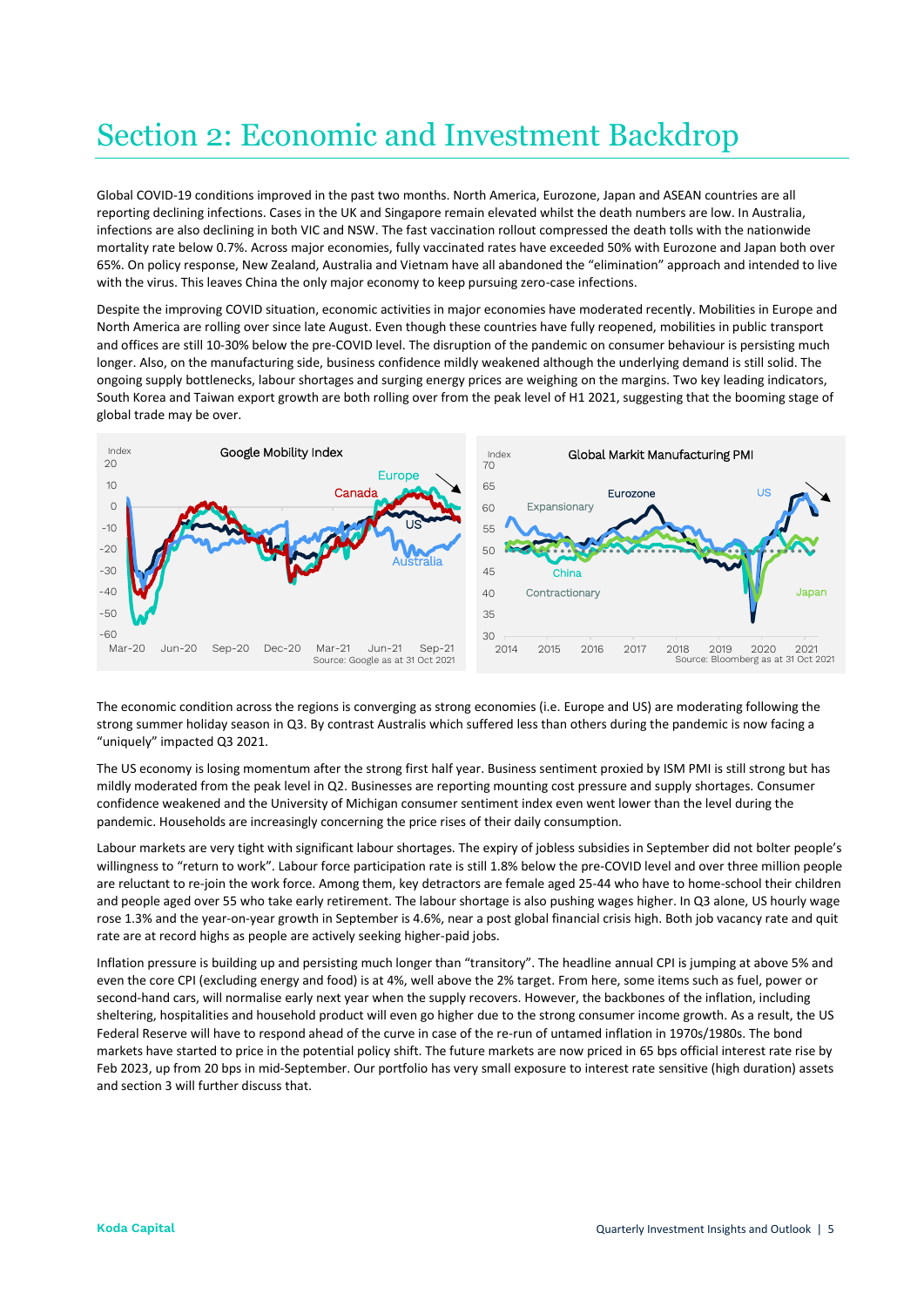# Section 2: Economic and Investment Backdrop

Global COVID-19 conditions improved in the past two months. North America, Eurozone, Japan and ASEAN countries are all reporting declining infections. Cases in the UK and Singapore remain elevated whilst the death numbers are low. In Australia, infections are also declining in both VIC and NSW. The fast vaccination rollout compressed the death tolls with the nationwide mortality rate below 0.7%. Across major economies, fully vaccinated rates have exceeded 50% with Eurozone and Japan both over 65%. On policy response, New Zealand, Australia and Vietnam have all abandoned the "elimination" approach and intended to live with the virus. This leaves China the only major economy to keep pursuing zero-case infections.

Despite the improving COVID situation, economic activities in major economies have moderated recently. Mobilities in Europe and North America are rolling over since late August. Even though these countries have fully reopened, mobilities in public transport and offices are still 10-30% below the pre-COVID level. The disruption of the pandemic on consumer behaviour is persisting much longer. Also, on the manufacturing side, business confidence mildly weakened although the underlying demand is still solid. The ongoing supply bottlenecks, labour shortages and surging energy prices are weighing on the margins. Two key leading indicators, South Korea and Taiwan export growth are both rolling over from the peak level of H1 2021, suggesting that the booming stage of global trade may be over.

The economic condition across the regions is converging as strong economies (i.e. Europe and US) are moderating following the strong summer holiday season in Q3. By contrast Australis which suffered less than others during the pandemic is now facing a "uniquely" impacted Q3 2021.

The US economy is losing momentum after the strong first half year. Business sentiment proxied by ISM PMI is still strong but has mildly moderated from the peak level in Q2. Businesses are reporting mounting cost pressure and supply shortages. Consumer confidence weakened and the University of Michigan consumer sentiment index even went lower than the level during the pandemic. Households are increasingly concerning the price rises of their daily consumption.

Labour markets are very tight with significant labour shortages. The expiry of jobless subsidies in September did not bolter people's willingness to "return to work". Labour force participation rate is still 1.8% below the pre-COVID level and over three million people are reluctant to re-join the work force. Among them, key detractors are female aged 25-44 who have to home-school their children and people aged over 55 who take early retirement. The labour shortage is also pushing wages higher. In Q3 alone, US hourly wage rose 1.3% and the year-on-year growth in September is 4.6%, near a post global financial crisis high. Both job vacancy rate and quit rate are at record highs as people are actively seeking higher-paid jobs.

Inflation pressure is building up and persisting much longer than "transitory". The headline annual CPI is jumping at above 5% and even the core CPI (excluding energy and food) is at 4%, well above the 2% target. From here, some items such as fuel, power or second-hand cars, will normalise early next year when the supply recovers. However, the backbones of the inflation, including sheltering, hospitalities and household product will even go higher due to the strong consumer income growth. As a result, the US Federal Reserve will have to respond ahead of the curve in case of the re-run of untamed inflation in 1970s/1980s. The bond markets have started to price in the potential policy shift. The future markets are now priced in 65 bps official interest rate rise by Feb 2023, up from 20 bps in mid-September. Our portfolio has very small exposure to interest rate sensitive (high duration) assets and section 3 will further discuss that.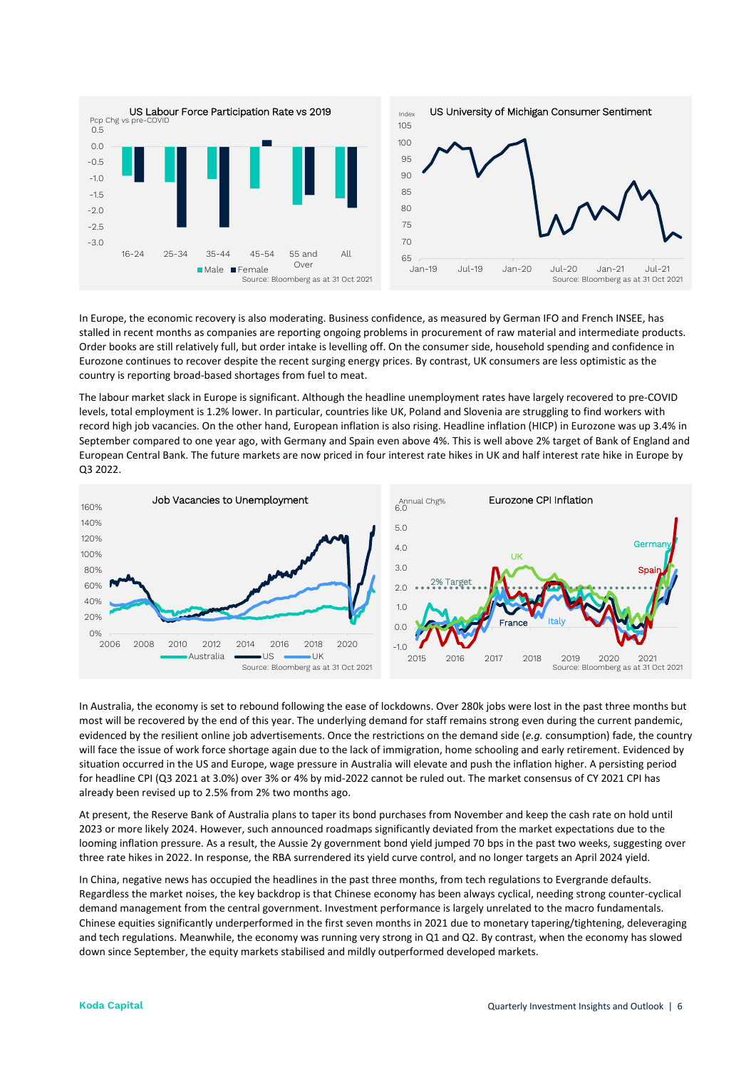In Europe, the economic recovery is also moderating. Business confidence, as measured by German IFO and French INSEE, has stalled in recent months as companies are reporting ongoing problems in procurement of raw material and intermediate products. Order books are still relatively full, but order intake is levelling off. On the consumer side, household spending and confidence in Eurozone continues to recover despite the recent surging energy prices. By contrast, UK consumers are less optimistic as the country is reporting broad-based shortages from fuel to meat.

The labour market slack in Europe is significant. Although the headline unemployment rates have largely recovered to pre-COVID levels, total employment is 1.2% lower. In particular, countries like UK, Poland and Slovenia are struggling to find workers with record high job vacancies. On the other hand, European inflation is also rising. Headline inflation (HICP) in Eurozone was up 3.4% in September compared to one year ago, with Germany and Spain even above 4%. This is well above 2% target of Bank of England and European Central Bank. The future markets are now priced in four interest rate hikes in UK and half interest rate hike in Europe by Q3 2022.

In Australia, the economy is set to rebound following the ease of lockdowns. Over 280k jobs were lost in the past three months but most will be recovered by the end of this year. The underlying demand for staff remains strong even during the current pandemic, evidenced by the resilient online job advertisements. Once the restrictions on the demand side (*e.g.* consumption) fade, the country will face the issue of work force shortage again due to the lack of immigration, home schooling and early retirement. Evidenced by situation occurred in the US and Europe, wage pressure in Australia will elevate and push the inflation higher. A persisting period for headline CPI (Q3 2021 at 3.0%) over 3% or 4% by mid-2022 cannot be ruled out. The market consensus of CY 2021 CPI has already been revised up to 2.5% from 2% two months ago.

At present, the Reserve Bank of Australia plans to taper its bond purchases from November and keep the cash rate on hold until 2023 or more likely 2024. However, such announced roadmaps significantly deviated from the market expectations due to the looming inflation pressure. As a result, the Aussie 2y government bond yield jumped 70 bps in the past two weeks, suggesting over three rate hikes in 2022. In response, the RBA surrendered its yield curve control, and no longer targets an April 2024 yield.

In China, negative news has occupied the headlines in the past three months, from tech regulations to Evergrande defaults. Regardless the market noises, the key backdrop is that Chinese economy has been always cyclical, needing strong counter-cyclical demand management from the central government. Investment performance is largely unrelated to the macro fundamentals. Chinese equities significantly underperformed in the first seven months in 2021 due to monetary tapering/tightening, deleveraging and tech regulations. Meanwhile, the economy was running very strong in Q1 and Q2. By contrast, when the economy has slowed down since September, the equity markets stabilised and mildly outperformed developed markets.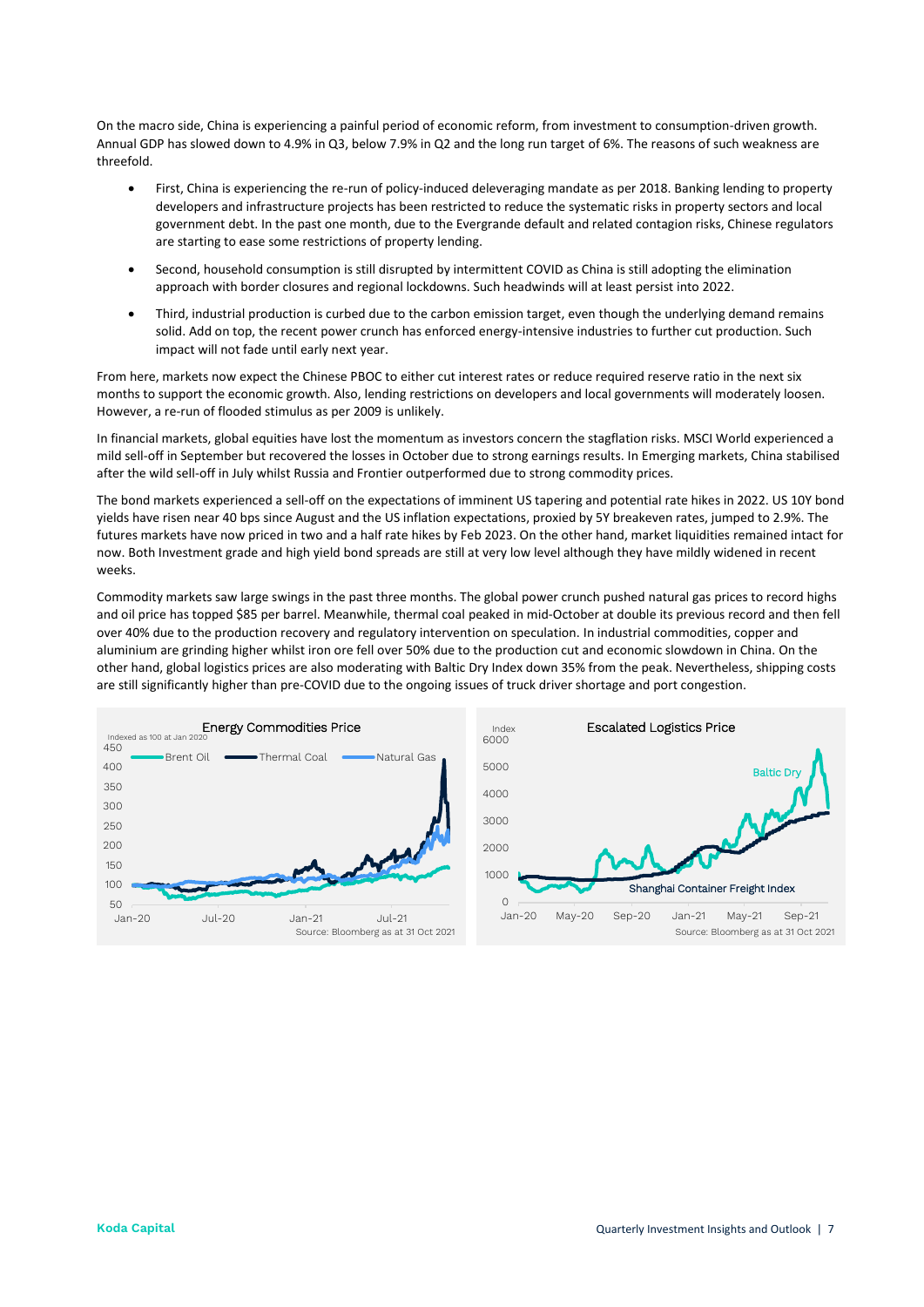On the macro side, China is experiencing a painful period of economic reform, from investment to consumption-driven growth. Annual GDP has slowed down to 4.9% in Q3, below 7.9% in Q2 and the long run target of 6%. The reasons of such weakness are threefold.

- First, China is experiencing the re-run of policy-induced deleveraging mandate as per 2018. Banking lending to property developers and infrastructure projects has been restricted to reduce the systematic risks in property sectors and local government debt. In the past one month, due to the Evergrande default and related contagion risks, Chinese regulators are starting to ease some restrictions of property lending.
- Second, household consumption is still disrupted by intermittent COVID as China is still adopting the elimination approach with border closures and regional lockdowns. Such headwinds will at least persist into 2022.
- Third, industrial production is curbed due to the carbon emission target, even though the underlying demand remains solid. Add on top, the recent power crunch has enforced energy-intensive industries to further cut production. Such impact will not fade until early next year.

From here, markets now expect the Chinese PBOC to either cut interest rates or reduce required reserve ratio in the next six months to support the economic growth. Also, lending restrictions on developers and local governments will moderately loosen. However, a re-run of flooded stimulus as per 2009 is unlikely.

In financial markets, global equities have lost the momentum as investors concern the stagflation risks. MSCI World experienced a mild sell-off in September but recovered the losses in October due to strong earnings results. In Emerging markets, China stabilised after the wild sell-off in July whilst Russia and Frontier outperformed due to strong commodity prices.

The bond markets experienced a sell-off on the expectations of imminent US tapering and potential rate hikes in 2022. US 10Y bond yields have risen near 40 bps since August and the US inflation expectations, proxied by 5Y breakeven rates, jumped to 2.9%. The futures markets have now priced in two and a half rate hikes by Feb 2023. On the other hand, market liquidities remained intact for now. Both Investment grade and high yield bond spreads are still at very low level although they have mildly widened in recent weeks.

Commodity markets saw large swings in the past three months. The global power crunch pushed natural gas prices to record highs and oil price has topped $85 per barrel. Meanwhile, thermal coal peaked in mid-October at double its previous record and then fell over 40% due to the production recovery and regulatory intervention on speculation. In industrial commodities, copper and aluminium are grinding higher whilst iron ore fell over 50% due to the production cut and economic slowdown in China. On the other hand, global logistics prices are also moderating with Baltic Dry Index down 35% from the peak. Nevertheless, shipping costs are still significantly higher than pre-COVID due to the ongoing issues of truck driver shortage and port congestion.

**Energy Commodities Price**

Indexed as 100 at Jan 2020

Brent Oil, Thermal Coal, Natural Gas

Source: Bloomberg as at 31 Oct 2021

**Escalated Logistics Price**

Index

Baltic Dry, Shanghai Container Freight Index

Source: Bloomberg as at 31 Oct 2021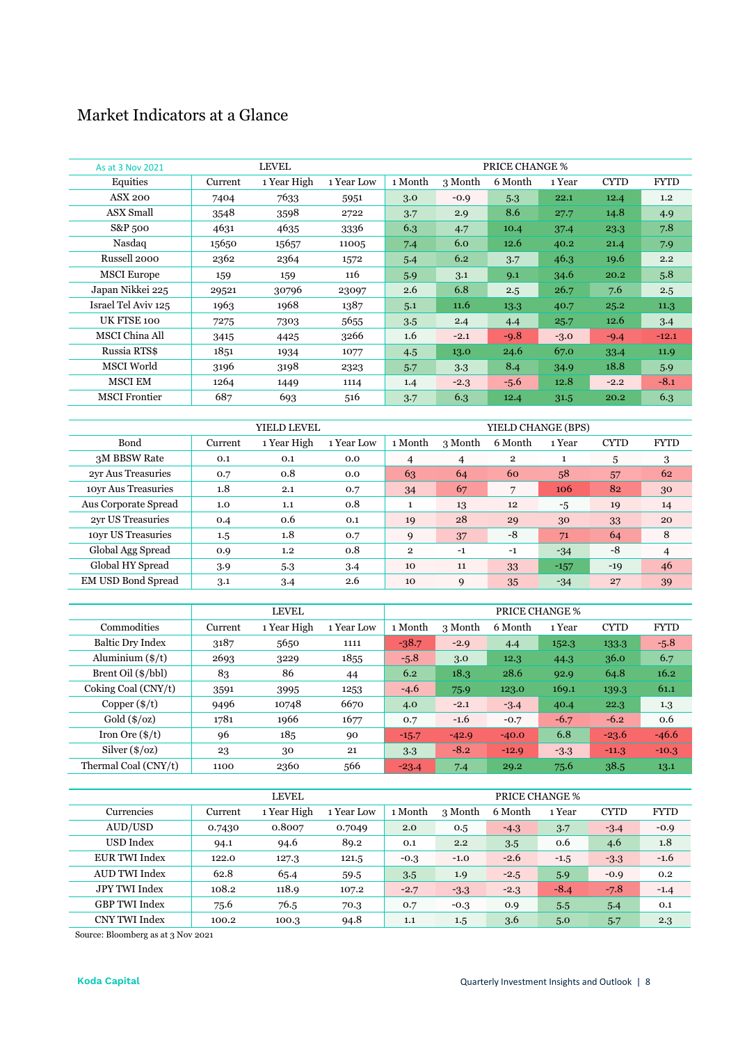# Market Indicators at a Glance

| As at 3 Nov 2021 | LEVEL | | | PRICE CHANGE % | | | | | |
|---|---|---|---|---|---|---|---|---|---|
| Equities | Current | 1 Year High | 1 Year Low | 1 Month | 3 Month | 6 Month | 1 Year | CYTD | FYTD |
| ASX 200 | 7404 | 7633 | 5951 | 3.0 | -0.9 | 5.3 | 22.1 | 12.4 | 1.2 |
| ASX Small | 3548 | 3598 | 2722 | 3.7 | 2.9 | 8.6 | 27.7 | 14.8 | 4.9 |
| S&P 500 | 4631 | 4635 | 3336 | 6.3 | 4.7 | 10.4 | 37.4 | 23.3 | 7.8 |
| Nasdaq | 15650 | 15657 | 11005 | 7.4 | 6.0 | 12.6 | 40.2 | 21.4 | 7.9 |
| Russell 2000 | 2362 | 2364 | 1572 | 5.4 | 6.2 | 3.7 | 46.3 | 19.6 | 2.2 |
| MSCI Europe | 159 | 159 | 116 | 5.9 | 3.1 | 9.1 | 34.6 | 20.2 | 5.8 |
| Japan Nikkei 225 | 29521 | 30796 | 23097 | 2.6 | 6.8 | 2.5 | 26.7 | 7.6 | 2.5 |
| Israel Tel Aviv 125 | 1963 | 1968 | 1387 | 5.1 | 11.6 | 13.3 | 40.7 | 25.2 | 11.3 |
| UK FTSE 100 | 7275 | 7303 | 5655 | 3.5 | 2.4 | 4.4 | 25.7 | 12.6 | 3.4 |
| MSCI China All | 3415 | 4425 | 3266 | 1.6 | -2.1 | -9.8 | -3.0 | -9.4 | -12.1 |
| Russia RTS$ | 1851 | 1934 | 1077 | 4.5 | 13.0 | 24.6 | 67.0 | 33.4 | 11.9 |
| MSCI World | 3196 | 3198 | 2323 | 5.7 | 3.3 | 8.4 | 34.9 | 18.8 | 5.9 |
| MSCI EM | 1264 | 1449 | 1114 | 1.4 | -2.3 | -5.6 | 12.8 | -2.2 | -8.1 |
| MSCI Frontier | 687 | 693 | 516 | 3.7 | 6.3 | 12.4 | 31.5 | 20.2 | 6.3 |

| | YIELD LEVEL | | | YIELD CHANGE (BPS) | | | | | |
|---|---|---|---|---|---|---|---|---|---|
| Bond | Current | 1 Year High | 1 Year Low | 1 Month | 3 Month | 6 Month | 1 Year | CYTD | FYTD |
| 3M BBSW Rate | 0.1 | 0.1 | 0.0 | 4 | 4 | 2 | 1 | 5 | 3 |
| 2yr Aus Treasuries | 0.7 | 0.8 | 0.0 | 63 | 64 | 60 | 58 | 57 | 62 |
| 10yr Aus Treasuries | 1.8 | 2.1 | 0.7 | 34 | 67 | 7 | 106 | 82 | 30 |
| Aus Corporate Spread | 1.0 | 1.1 | 0.8 | 1 | 13 | 12 | -5 | 19 | 14 |
| 2yr US Treasuries | 0.4 | 0.6 | 0.1 | 19 | 28 | 29 | 30 | 33 | 20 |
| 10yr US Treasuries | 1.5 | 1.8 | 0.7 | 9 | 37 | -8 | 71 | 64 | 8 |
| Global Agg Spread | 0.9 | 1.2 | 0.8 | 2 | -1 | -1 | -34 | -8 | 4 |
| Global HY Spread | 3.9 | 5.3 | 3.4 | 10 | 11 | 33 | -157 | -19 | 46 |
| EM USD Bond Spread | 3.1 | 3.4 | 2.6 | 10 | 9 | 35 | -34 | 27 | 39 |

| | LEVEL | | | PRICE CHANGE % | | | | | |
|---|---|---|---|---|---|---|---|---|---|
| Commodities | Current | 1 Year High | 1 Year Low | 1 Month | 3 Month | 6 Month | 1 Year | CYTD | FYTD |
| Baltic Dry Index | 3187 | 5650 | 1111 | -38.7 | -2.9 | 4.4 | 152.3 | 133.3 | -5.8 |
| Aluminium ($/t) | 2693 | 3229 | 1855 | -5.8 | 3.0 | 12.3 | 44.3 | 36.0 | 6.7 |
| Brent Oil ($/bbl) | 83 | 86 | 44 | 6.2 | 18.3 | 28.6 | 92.9 | 64.8 | 16.2 |
| Coking Coal (CNY/t) | 3591 | 3995 | 1253 | -4.6 | 75.9 | 123.0 | 169.1 | 139.3 | 61.1 |
| Copper ($/t) | 9496 | 10748 | 6670 | 4.0 | -2.1 | -3.4 | 40.4 | 22.3 | 1.3 |
| Gold ($/oz) | 1781 | 1966 | 1677 | 0.7 | -1.6 | -0.7 | -6.7 | -6.2 | 0.6 |
| Iron Ore ($/t) | 96 | 185 | 90 | -15.7 | -42.9 | -40.0 | 6.8 | -23.6 | -46.6 |
| Silver ($/oz) | 23 | 30 | 21 | 3.3 | -8.2 | -12.9 | -3.3 | -11.3 | -10.3 |
| Thermal Coal (CNY/t) | 1100 | 2360 | 566 | -23.4 | 7.4 | 29.2 | 75.6 | 38.5 | 13.1 |

| | LEVEL | | | PRICE CHANGE % | | | | | |
|---|---|---|---|---|---|---|---|---|---|
| Currencies | Current | 1 Year High | 1 Year Low | 1 Month | 3 Month | 6 Month | 1 Year | CYTD | FYTD |
| AUD/USD | 0.7430 | 0.8007 | 0.7049 | 2.0 | 0.5 | -4.3 | 3.7 | -3.4 | -0.9 |
| USD Index | 94.1 | 94.6 | 89.2 | 0.1 | 2.2 | 3.5 | 0.6 | 4.6 | 1.8 |
| EUR TWI Index | 122.0 | 127.3 | 121.5 | -0.3 | -1.0 | -2.6 | -1.5 | -3.3 | -1.6 |
| AUD TWI Index | 62.8 | 65.4 | 59.5 | 3.5 | 1.9 | -2.5 | 5.9 | -0.9 | 0.2 |
| JPY TWI Index | 108.2 | 118.9 | 107.2 | -2.7 | -3.3 | -2.3 | -8.4 | -7.8 | -1.4 |
| GBP TWI Index | 75.6 | 76.5 | 70.3 | 0.7 | -0.3 | 0.9 | 5.5 | 5.4 | 0.1 |
| CNY TWI Index | 100.2 | 100.3 | 94.8 | 1.1 | 1.5 | 3.6 | 5.0 | 5.7 | 2.3 |

Source: Bloomberg as at 3 Nov 2021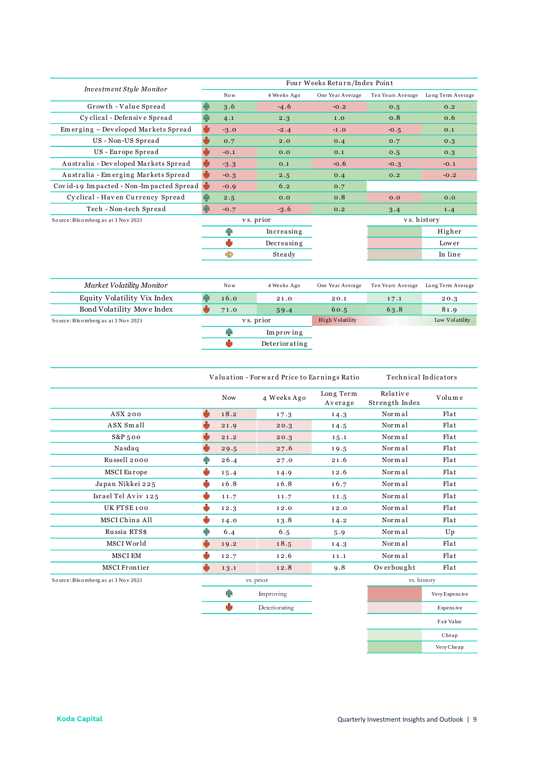| *Investment Style Monitor* | | Four Weeks Return/Index Point | | | | |
|---|---|---|---|---|---|---|
| | | Now | 4 Weeks Ago | One Year Average | Ten Years Average | Long Term Average |
| Growth - Value Spread | ↑ | 3.6 | -4.6 | -0.2 | 0.5 | 0.2 |
| Cyclical - Defensive Spread | ↑ | 4.1 | 2.3 | 1.0 | 0.8 | 0.6 |
| Emerging – Developed Markets Spread | ↓ | -3.0 | -2.4 | -1.0 | -0.5 | 0.1 |
| US - Non-US Spread | ↑ | 0.7 | 2.0 | 0.4 | 0.7 | 0.3 |
| US - Europe Spread | ↓ | -0.1 | 0.0 | 0.1 | 0.5 | 0.3 |
| Australia - Developed Markets Spread | ↓ | -3.3 | 0.1 | -0.6 | -0.3 | -0.1 |
| Australia - Emerging Markets Spread | ↓ | -0.3 | 2.5 | 0.4 | 0.2 | -0.2 |
| Covid-19 Impacted - Non-Impacted Spread | ↓ | -0.9 | 6.2 | 0.7 | | |
| Cyclical - Haven Currency Spread | ↑ | 2.5 | 0.0 | 0.8 | 0.0 | 0.0 |
| Tech - Non-tech Spread | ↑ | -0.7 | -3.6 | 0.2 | 3.4 | 1.4 |

Source: Bloomberg as at 3 Nov 2021

vs. prior: ↑ Increasing; ↓ Decreasing; ⇒ Steady

vs. history: Higher; Lower; In line

| *Market Volatility Monitor* | | Now | 4 Weeks Ago | One Year Average | Ten Years Average | Long Term Average |
|---|---|---|---|---|---|---|
| Equity Volatility Vix Index | ↑ | 16.0 | 21.0 | 20.1 | 17.1 | 20.3 |
| Bond Volatility Move Index | ↓ | 71.0 | 59.4 | 60.5 | 63.8 | 81.9 |

Source: Bloomberg as at 3 Nov 2021

vs. prior: ↑ Improving; ↓ Deteriorating

High Volatility — Low Volatility

| | | Valuation - Forward Price to Earnings Ratio | | | Technical Indicators | |
|---|---|---|---|---|---|---|
| | | Now | 4 Weeks Ago | Long Term Average | Relative Strength Index | Volume |
| ASX 200 | ↓ | 18.2 | 17.3 | 14.3 | Normal | Flat |
| ASX Small | ↓ | 21.9 | 20.3 | 14.5 | Normal | Flat |
| S&P 500 | ↓ | 21.2 | 20.3 | 15.1 | Normal | Flat |
| Nasdaq | ↓ | 29.5 | 27.6 | 19.5 | Normal | Flat |
| Russell 2000 | ↑ | 26.4 | 27.0 | 21.6 | Normal | Flat |
| MSCI Europe | ↓ | 15.4 | 14.9 | 12.6 | Normal | Flat |
| Japan Nikkei 225 | ↓ | 16.8 | 16.8 | 16.7 | Normal | Flat |
| Israel Tel Aviv 125 | ↓ | 11.7 | 11.7 | 11.5 | Normal | Flat |
| UK FTSE 100 | ↓ | 12.3 | 12.0 | 12.0 | Normal | Flat |
| MSCI China All | ↓ | 14.0 | 13.8 | 14.2 | Normal | Flat |
| Russia RTS$ | ↑ | 6.4 | 6.5 | 5.9 | Normal | Up |
| MSCI World | ↓ | 19.2 | 18.5 | 14.3 | Normal | Flat |
| MSCI EM | ↓ | 12.7 | 12.6 | 11.1 | Normal | Flat |
| MSCI Frontier | ↓ | 13.1 | 12.8 | 9.8 | Overbought | Flat |

Source: Bloomberg as at 3 Nov 2021

vs. prior: ↑ Improving; ↓ Deteriorating

vs. history: Very Expensive; Expensive; Fair Value; Cheap; Very Cheap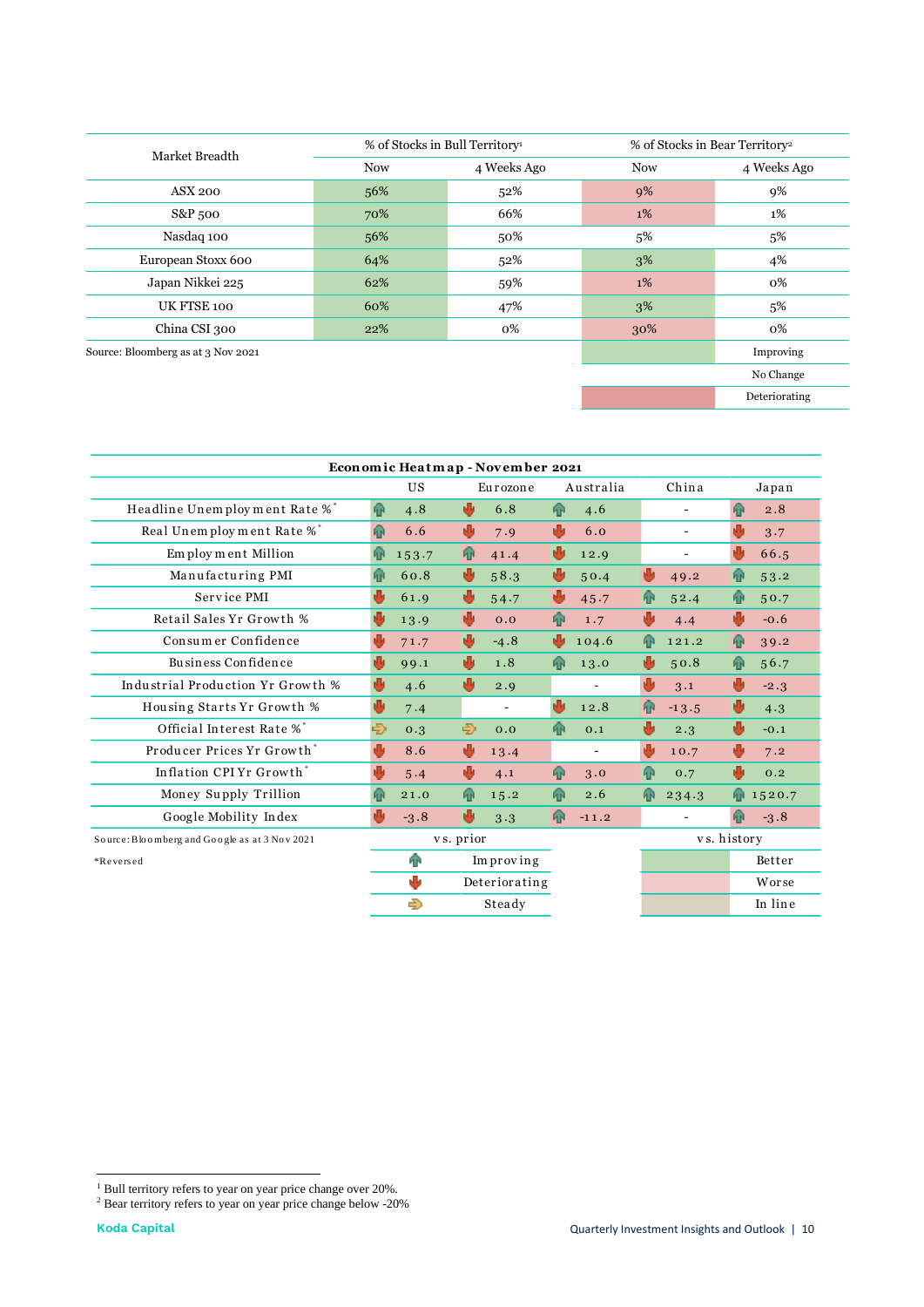| Market Breadth | % of Stocks in Bull Territory[1] | | % of Stocks in Bear Territory[2] | |
|---|---|---|---|---|
| | Now | 4 Weeks Ago | Now | 4 Weeks Ago |
| ASX 200 | 56% | 52% | 9% | 9% |
| S&P 500 | 70% | 66% | 1% | 1% |
| Nasdaq 100 | 56% | 50% | 5% | 5% |
| European Stoxx 600 | 64% | 52% | 3% | 4% |
| Japan Nikkei 225 | 62% | 59% | 1% | 0% |
| UK FTSE 100 | 60% | 47% | 3% | 5% |
| China CSI 300 | 22% | 0% | 30% | 0% |

Source: Bloomberg as at 3 Nov 2021

| Legend | |
|---|---|
| (green) | Improving |
| (blank) | No Change |
| (red) | Deteriorating |

| Economic Heatmap - November 2021 | US | Eurozone | Australia | China | Japan |
|---|---|---|---|---|---|
| Headline Unemployment Rate %* | ↑ 4.8 | ↓ 6.8 | ↑ 4.6 | - | ↑ 2.8 |
| Real Unemployment Rate %* | ↑ 6.6 | ↓ 7.9 | ↓ 6.0 | - | ↓ 3.7 |
| Employment Million | ↑ 153.7 | ↑ 41.4 | ↓ 12.9 | - | ↓ 66.5 |
| Manufacturing PMI | ↑ 60.8 | ↓ 58.3 | ↓ 50.4 | ↓ 49.2 | ↑ 53.2 |
| Service PMI | ↓ 61.9 | ↓ 54.7 | ↓ 45.7 | ↑ 52.4 | ↑ 50.7 |
| Retail Sales Yr Growth % | ↓ 13.9 | ↓ 0.0 | ↑ 1.7 | ↓ 4.4 | ↓ -0.6 |
| Consumer Confidence | ↓ 71.7 | ↓ -4.8 | ↓ 104.6 | ↑ 121.2 | ↑ 39.2 |
| Business Confidence | ↓ 99.1 | ↓ 1.8 | ↑ 13.0 | ↓ 50.8 | ↑ 56.7 |
| Industrial Production Yr Growth % | ↓ 4.6 | ↓ 2.9 | - | ↓ 3.1 | ↓ -2.3 |
| Housing Starts Yr Growth % | ↓ 7.4 | - | ↓ 12.8 | ↑ -13.5 | ↓ 4.3 |
| Official Interest Rate %* | ⇒ 0.3 | ⇒ 0.0 | ↑ 0.1 | ↓ 2.3 | ↓ -0.1 |
| Producer Prices Yr Growth* | ↓ 8.6 | ↓ 13.4 | - | ↓ 10.7 | ↓ 7.2 |
| Inflation CPI Yr Growth* | ↓ 5.4 | ↓ 4.1 | ↑ 3.0 | ↑ 0.7 | ↓ 0.2 |
| Money Supply Trillion | ↑ 21.0 | ↑ 15.2 | ↑ 2.6 | ↑ 234.3 | ↑ 1520.7 |
| Google Mobility Index | ↓ -3.8 | ↓ 3.3 | ↑ -11.2 | - | ↑ -3.8 |

Source: Bloomberg and Google as at 3 Nov 2021

*Reversed

| vs. prior | | vs. history | |
|---|---|---|---|
| ↑ | Improving | (green) | Better |
| ↓ | Deteriorating | (pink) | Worse |
| ⇒ | Steady | (beige) | In line |

[1] Bull territory refers to year on year price change over 20%.
[2] Bear territory refers to year on year price change below -20%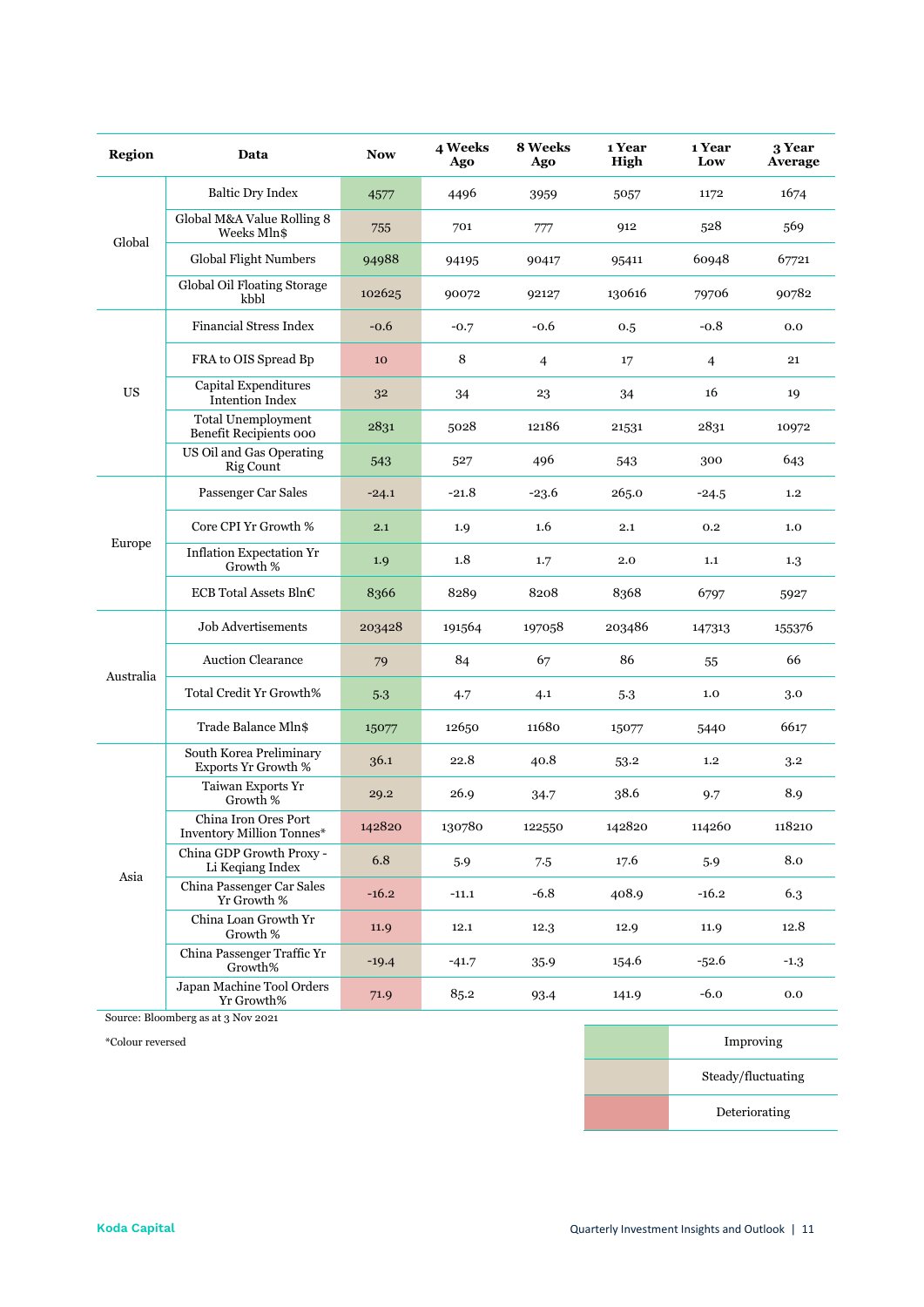| Region | Data | Now | 4 Weeks Ago | 8 Weeks Ago | 1 Year High | 1 Year Low | 3 Year Average |
|---|---|---|---|---|---|---|---|
| Global | Baltic Dry Index | 4577 | 4496 | 3959 | 5057 | 1172 | 1674 |
| | Global M&A Value Rolling 8 Weeks Mln$ | 755 | 701 | 777 | 912 | 528 | 569 |
| | Global Flight Numbers | 94988 | 94195 | 90417 | 95411 | 60948 | 67721 |
| | Global Oil Floating Storage kbbl | 102625 | 90072 | 92127 | 130616 | 79706 | 90782 |
| US | Financial Stress Index | -0.6 | -0.7 | -0.6 | 0.5 | -0.8 | 0.0 |
| | FRA to OIS Spread Bp | 10 | 8 | 4 | 17 | 4 | 21 |
| | Capital Expenditures Intention Index | 32 | 34 | 23 | 34 | 16 | 19 |
| | Total Unemployment Benefit Recipients 000 | 2831 | 5028 | 12186 | 21531 | 2831 | 10972 |
| | US Oil and Gas Operating Rig Count | 543 | 527 | 496 | 543 | 300 | 643 |
| Europe | Passenger Car Sales | -24.1 | -21.8 | -23.6 | 265.0 | -24.5 | 1.2 |
| | Core CPI Yr Growth % | 2.1 | 1.9 | 1.6 | 2.1 | 0.2 | 1.0 |
| | Inflation Expectation Yr Growth % | 1.9 | 1.8 | 1.7 | 2.0 | 1.1 | 1.3 |
| | ECB Total Assets Bln€ | 8366 | 8289 | 8208 | 8368 | 6797 | 5927 |
| Australia | Job Advertisements | 203428 | 191564 | 197058 | 203486 | 147313 | 155376 |
| | Auction Clearance | 79 | 84 | 67 | 86 | 55 | 66 |
| | Total Credit Yr Growth% | 5.3 | 4.7 | 4.1 | 5.3 | 1.0 | 3.0 |
| | Trade Balance Mln$ | 15077 | 12650 | 11680 | 15077 | 5440 | 6617 |
| Asia | South Korea Preliminary Exports Yr Growth % | 36.1 | 22.8 | 40.8 | 53.2 | 1.2 | 3.2 |
| | Taiwan Exports Yr Growth % | 29.2 | 26.9 | 34.7 | 38.6 | 9.7 | 8.9 |
| | China Iron Ores Port Inventory Million Tonnes* | 142820 | 130780 | 122550 | 142820 | 114260 | 118210 |
| | China GDP Growth Proxy - Li Keqiang Index | 6.8 | 5.9 | 7.5 | 17.6 | 5.9 | 8.0 |
| | China Passenger Car Sales Yr Growth % | -16.2 | -11.1 | -6.8 | 408.9 | -16.2 | 6.3 |
| | China Loan Growth Yr Growth % | 11.9 | 12.1 | 12.3 | 12.9 | 11.9 | 12.8 |
| | China Passenger Traffic Yr Growth% | -19.4 | -41.7 | 35.9 | 154.6 | -52.6 | -1.3 |
| | Japan Machine Tool Orders Yr Growth% | 71.9 | 85.2 | 93.4 | 141.9 | -6.0 | 0.0 |

Source: Bloomberg as at 3 Nov 2021

*Colour reversed

| | |
|---|---|
| (green) | Improving |
| (beige) | Steady/fluctuating |
| (red) | Deteriorating |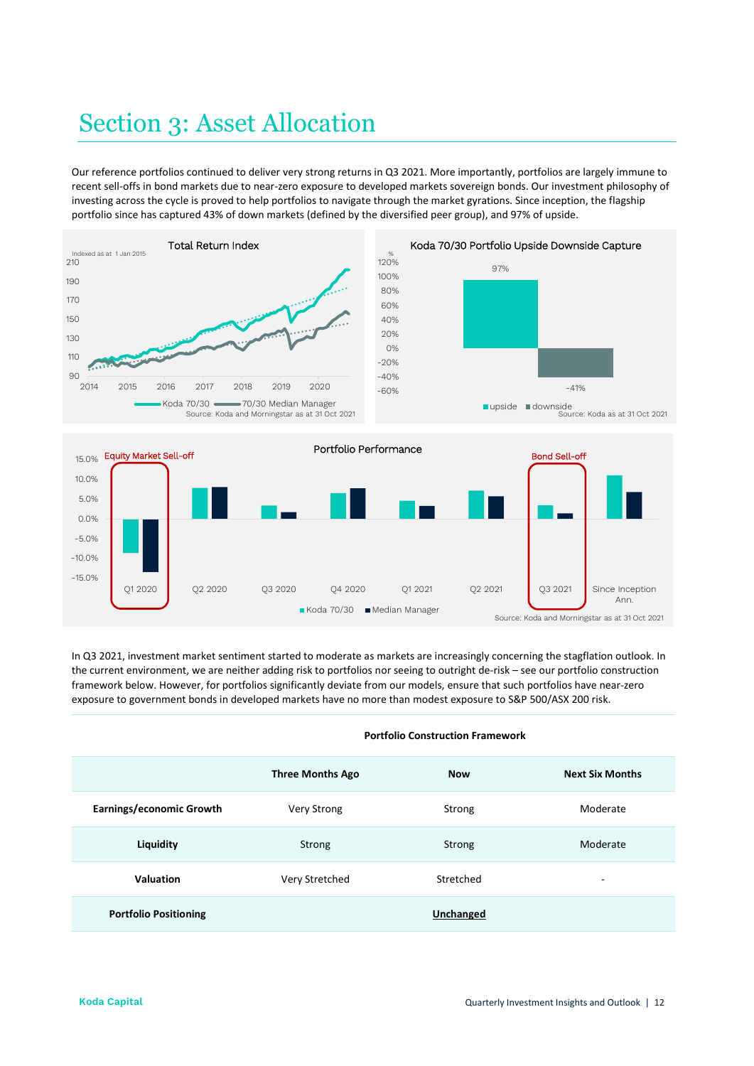# Section 3: Asset Allocation

Our reference portfolios continued to deliver very strong returns in Q3 2021. More importantly, portfolios are largely immune to recent sell-offs in bond markets due to near-zero exposure to developed markets sovereign bonds. Our investment philosophy of investing across the cycle is proved to help portfolios to navigate through the market gyrations. Since inception, the flagship portfolio since has captured 43% of down markets (defined by the diversified peer group), and 97% of upside.

In Q3 2021, investment market sentiment started to moderate as markets are increasingly concerning the stagflation outlook. In the current environment, we are neither adding risk to portfolios nor seeing to outright de-risk – see our portfolio construction framework below. However, for portfolios significantly deviate from our models, ensure that such portfolios have near-zero exposure to government bonds in developed markets have no more than modest exposure to S&P 500/ASX 200 risk.

**Portfolio Construction Framework**

| | Three Months Ago | Now | Next Six Months |
|---|---|---|---|
| **Earnings/economic Growth** | Very Strong | Strong | Moderate |
| **Liquidity** | Strong | Strong | Moderate |
| **Valuation** | Very Stretched | Stretched | - |
| **Portfolio Positioning** | | **Unchanged** | |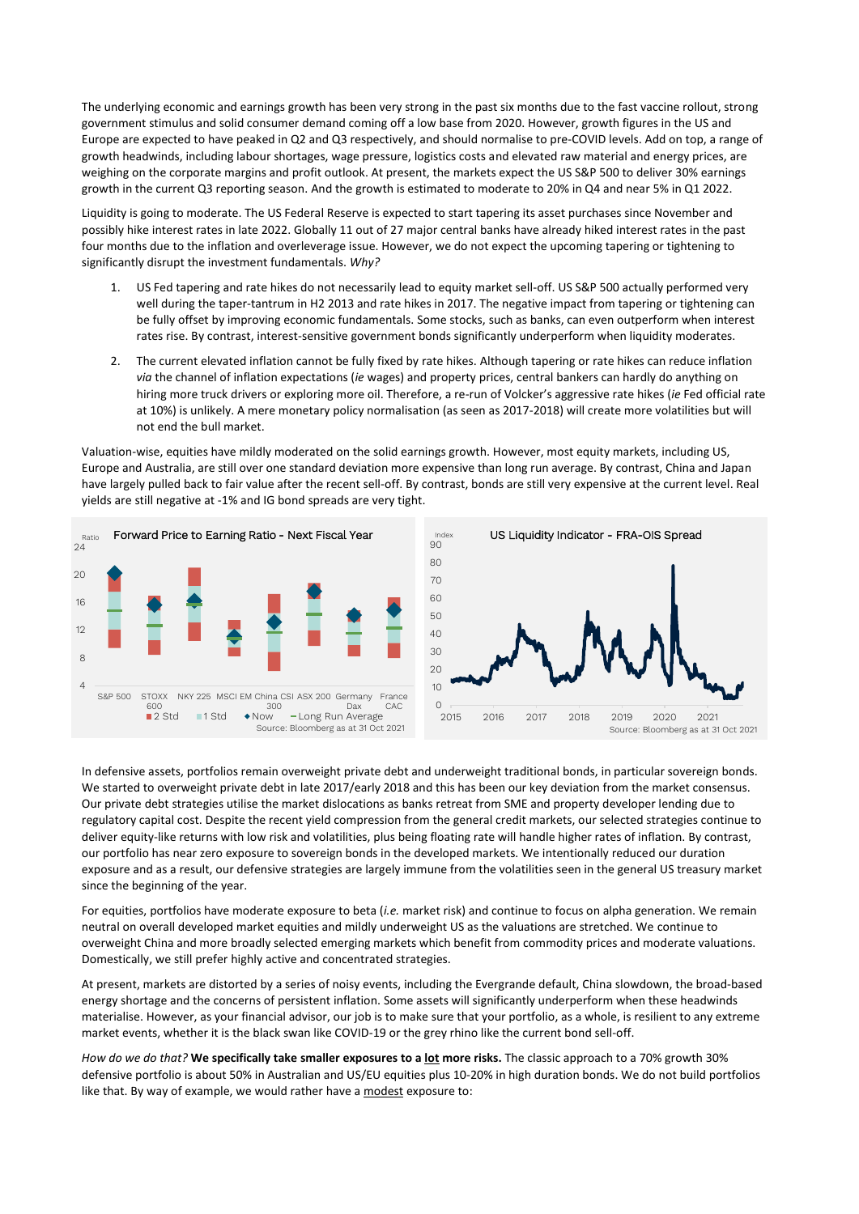The underlying economic and earnings growth has been very strong in the past six months due to the fast vaccine rollout, strong government stimulus and solid consumer demand coming off a low base from 2020. However, growth figures in the US and Europe are expected to have peaked in Q2 and Q3 respectively, and should normalise to pre-COVID levels. Add on top, a range of growth headwinds, including labour shortages, wage pressure, logistics costs and elevated raw material and energy prices, are weighing on the corporate margins and profit outlook. At present, the markets expect the US S&P 500 to deliver 30% earnings growth in the current Q3 reporting season. And the growth is estimated to moderate to 20% in Q4 and near 5% in Q1 2022.

Liquidity is going to moderate. The US Federal Reserve is expected to start tapering its asset purchases since November and possibly hike interest rates in late 2022. Globally 11 out of 27 major central banks have already hiked interest rates in the past four months due to the inflation and overleverage issue. However, we do not expect the upcoming tapering or tightening to significantly disrupt the investment fundamentals. *Why?*

1. US Fed tapering and rate hikes do not necessarily lead to equity market sell-off. US S&P 500 actually performed very well during the taper-tantrum in H2 2013 and rate hikes in 2017. The negative impact from tapering or tightening can be fully offset by improving economic fundamentals. Some stocks, such as banks, can even outperform when interest rates rise. By contrast, interest-sensitive government bonds significantly underperform when liquidity moderates.
2. The current elevated inflation cannot be fully fixed by rate hikes. Although tapering or rate hikes can reduce inflation *via* the channel of inflation expectations (*ie* wages) and property prices, central bankers can hardly do anything on hiring more truck drivers or exploring more oil. Therefore, a re-run of Volcker's aggressive rate hikes (*ie* Fed official rate at 10%) is unlikely. A mere monetary policy normalisation (as seen as 2017-2018) will create more volatilities but will not end the bull market.

Valuation-wise, equities have mildly moderated on the solid earnings growth. However, most equity markets, including US, Europe and Australia, are still over one standard deviation more expensive than long run average. By contrast, China and Japan have largely pulled back to fair value after the recent sell-off. By contrast, bonds are still very expensive at the current level. Real yields are still negative at -1% and IG bond spreads are very tight.

**Forward Price to Earning Ratio - Next Fiscal Year**

Ratio (4–24); S&P 500, STOXX 600, NKY 225, MSCI EM, China CSI 300, ASX 200, Germany Dax, France CAC

Legend: 2 Std, 1 Std, Now, Long Run Average

Source: Bloomberg as at 31 Oct 2021

**US Liquidity Indicator - FRA-OIS Spread**

Index (0–90); 2015–2021

Source: Bloomberg as at 31 Oct 2021

In defensive assets, portfolios remain overweight private debt and underweight traditional bonds, in particular sovereign bonds. We started to overweight private debt in late 2017/early 2018 and this has been our key deviation from the market consensus. Our private debt strategies utilise the market dislocations as banks retreat from SME and property developer lending due to regulatory capital cost. Despite the recent yield compression from the general credit markets, our selected strategies continue to deliver equity-like returns with low risk and volatilities, plus being floating rate will handle higher rates of inflation. By contrast, our portfolio has near zero exposure to sovereign bonds in the developed markets. We intentionally reduced our duration exposure and as a result, our defensive strategies are largely immune from the volatilities seen in the general US treasury market since the beginning of the year.

For equities, portfolios have moderate exposure to beta (*i.e.* market risk) and continue to focus on alpha generation. We remain neutral on overall developed market equities and mildly underweight US as the valuations are stretched. We continue to overweight China and more broadly selected emerging markets which benefit from commodity prices and moderate valuations. Domestically, we still prefer highly active and concentrated strategies.

At present, markets are distorted by a series of noisy events, including the Evergrande default, China slowdown, the broad-based energy shortage and the concerns of persistent inflation. Some assets will significantly underperform when these headwinds materialise. However, as your financial advisor, our job is to make sure that your portfolio, as a whole, is resilient to any extreme market events, whether it is the black swan like COVID-19 or the grey rhino like the current bond sell-off.

*How do we do that?* **We specifically take smaller exposures to a lot more risks.** The classic approach to a 70% growth 30% defensive portfolio is about 50% in Australian and US/EU equities plus 10-20% in high duration bonds. We do not build portfolios like that. By way of example, we would rather have a modest exposure to: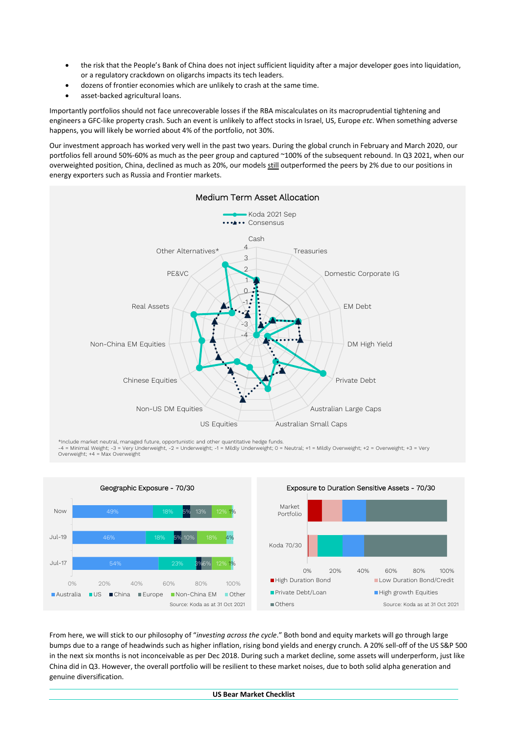- the risk that the People's Bank of China does not inject sufficient liquidity after a major developer goes into liquidation, or a regulatory crackdown on oligarchs impacts its tech leaders.
- dozens of frontier economies which are unlikely to crash at the same time.
- asset-backed agricultural loans.

Importantly portfolios should not face unrecoverable losses if the RBA miscalculates on its macroprudential tightening and engineers a GFC-like property crash. Such an event is unlikely to affect stocks in Israel, US, Europe *etc*. When something adverse happens, you will likely be worried about 4% of the portfolio, not 30%.

Our investment approach has worked very well in the past two years. During the global crunch in February and March 2020, our portfolios fell around 50%-60% as much as the peer group and captured ~100% of the subsequent rebound. In Q3 2021, when our overweighted position, China, declined as much as 20%, our models still outperformed the peers by 2% due to our positions in energy exporters such as Russia and Frontier markets.

**Medium Term Asset Allocation**

Koda 2021 Sep / Consensus

Cash, Treasuries, Domestic Corporate IG, EM Debt, DM High Yield, Private Debt, Australian Large Caps, Australian Small Caps, US Equities, Non-US DM Equities, Chinese Equities, Non-China EM Equities, Real Assets, PE&VC, Other Alternatives*

*Include market neutral, managed future, opportunistic and other quantitative hedge funds.
-4 = Minimal Weight; -3 = Very Underweight, -2 = Underweight; -1 = Mildly Underweight; 0 = Neutral; +1 = Mildly Overweight; +2 = Overweight; +3 = Very Overweight; +4 = Max Overweight

**Geographic Exposure - 70/30**

| | Australia | US | China | Europe | Non-China EM | Other |
|---|---|---|---|---|---|---|
| Now | 49% | 18% | 5% | 13% | 12% | 1% |
| Jul-19 | 46% | 18% | 5% | 10% | 18% | 4% |
| Jul-17 | 54% | 23% | 3% | 6% | 12% | 1% |

Source: Koda as at 31 Oct 2021

**Exposure to Duration Sensitive Assets - 70/30**

Market Portfolio; Koda 70/30

High Duration Bond; Low Duration Bond/Credit; Private Debt/Loan; High growth Equities; Others

Source: Koda as at 31 Oct 2021

From here, we will stick to our philosophy of "*investing across the cycle*." Both bond and equity markets will go through large bumps due to a range of headwinds such as higher inflation, rising bond yields and energy crunch. A 20% sell-off of the US S&P 500 in the next six months is not inconceivable as per Dec 2018. During such a market decline, some assets will underperform, just like China did in Q3. However, the overall portfolio will be resilient to these market noises, due to both solid alpha generation and genuine diversification.

**US Bear Market Checklist**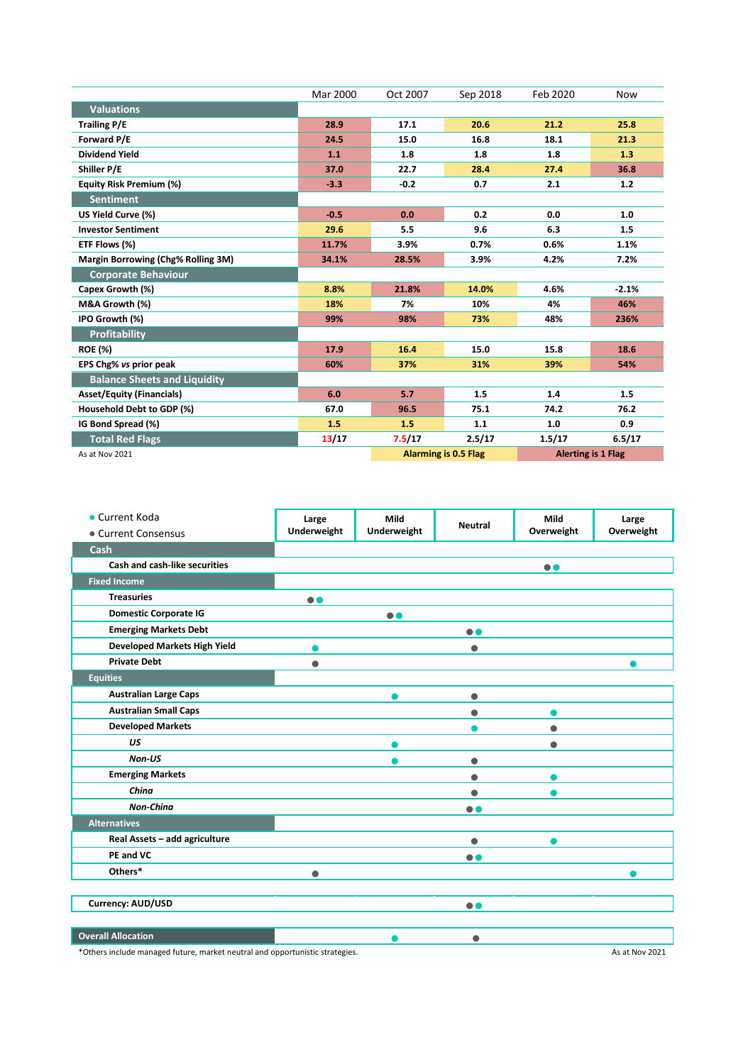| | Mar 2000 | Oct 2007 | Sep 2018 | Feb 2020 | Now |
|---|---|---|---|---|---|
| **Valuations** | | | | | |
| **Trailing P/E** | 28.9 | 17.1 | 20.6 | 21.2 | 25.8 |
| **Forward P/E** | 24.5 | 15.0 | 16.8 | 18.1 | 21.3 |
| **Dividend Yield** | 1.1 | 1.8 | 1.8 | 1.8 | 1.3 |
| **Shiller P/E** | 37.0 | 22.7 | 28.4 | 27.4 | 36.8 |
| **Equity Risk Premium (%)** | -3.3 | -0.2 | 0.7 | 2.1 | 1.2 |
| **Sentiment** | | | | | |
| **US Yield Curve (%)** | -0.5 | 0.0 | 0.2 | 0.0 | 1.0 |
| **Investor Sentiment** | 29.6 | 5.5 | 9.6 | 6.3 | 1.5 |
| **ETF Flows (%)** | 11.7% | 3.9% | 0.7% | 0.6% | 1.1% |
| **Margin Borrowing (Chg% Rolling 3M)** | 34.1% | 28.5% | 3.9% | 4.2% | 7.2% |
| **Corporate Behaviour** | | | | | |
| **Capex Growth (%)** | 8.8% | 21.8% | 14.0% | 4.6% | -2.1% |
| **M&A Growth (%)** | 18% | 7% | 10% | 4% | 46% |
| **IPO Growth (%)** | 99% | 98% | 73% | 48% | 236% |
| **Profitability** | | | | | |
| **ROE (%)** | 17.9 | 16.4 | 15.0 | 15.8 | 18.6 |
| **EPS Chg% *vs* prior peak** | 60% | 37% | 31% | 39% | 54% |
| **Balance Sheets and Liquidity** | | | | | |
| **Asset/Equity (Financials)** | 6.0 | 5.7 | 1.5 | 1.4 | 1.5 |
| **Household Debt to GDP (%)** | 67.0 | 96.5 | 75.1 | 74.2 | 76.2 |
| **IG Bond Spread (%)** | 1.5 | 1.5 | 1.1 | 1.0 | 0.9 |
| **Total Red Flags** | 13/17 | 7.5/17 | 2.5/17 | 1.5/17 | 6.5/17 |

As at Nov 2021 — **Alarming is 0.5 Flag** — **Alerting is 1 Flag**

● Current Koda
● Current Consensus

| | Large Underweight | Mild Underweight | Neutral | Mild Overweight | Large Overweight |
|---|---|---|---|---|---|
| **Cash** | | | | | |
| **Cash and cash-like securities** | | | | ● Consensus ● Koda | |
| **Fixed Income** | | | | | |
| **Treasuries** | ● Consensus ● Koda | | | | |
| **Domestic Corporate IG** | | ● Consensus ● Koda | | | |
| **Emerging Markets Debt** | | | ● Consensus ● Koda | | |
| **Developed Markets High Yield** | ● Koda | | ● Consensus | | |
| **Private Debt** | ● Consensus | | | | ● Koda |
| **Equities** | | | | | |
| **Australian Large Caps** | | ● Koda | ● Consensus | | |
| **Australian Small Caps** | | | ● Consensus | ● Koda | |
| **Developed Markets** | | | ● Koda | ● Consensus | |
| ***US*** | | ● Koda | | ● Consensus | |
| ***Non-US*** | | ● Koda | ● Consensus | | |
| **Emerging Markets** | | | ● Consensus | ● Koda | |
| ***China*** | | | ● Consensus | ● Koda | |
| ***Non-China*** | | | ● Consensus ● Koda | | |
| **Alternatives** | | | | | |
| **Real Assets – add agriculture** | | | ● Consensus | ● Koda | |
| **PE and VC** | | | ● Consensus ● Koda | | |
| **Others*** | ● Consensus | | | | ● Koda |
| **Currency: AUD/USD** | | | ● Consensus ● Koda | | |
| **Overall Allocation** | | ● Koda | ● Consensus | | |

*Others include managed future, market neutral and opportunistic strategies.

As at Nov 2021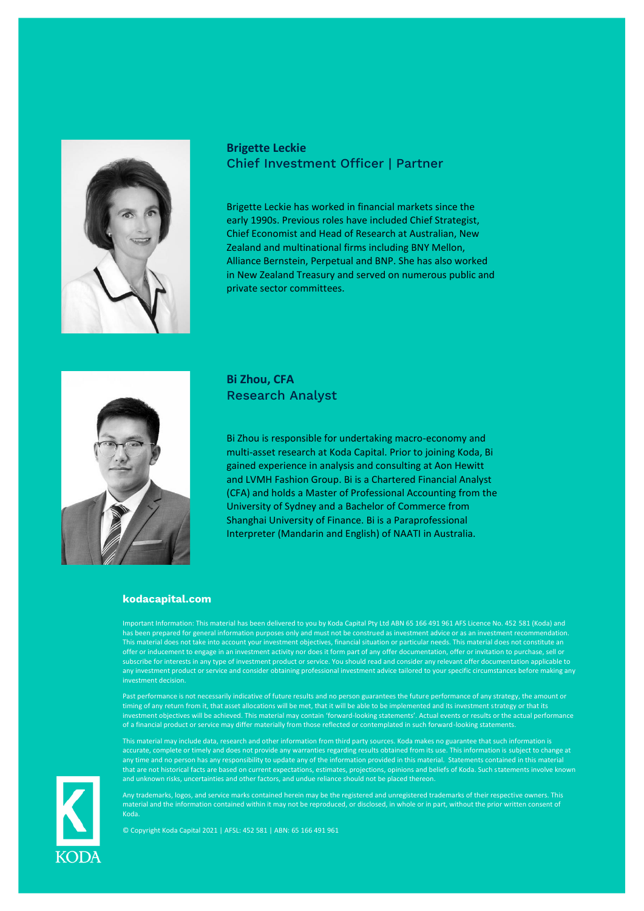**Brigette Leckie**
Chief Investment Officer | Partner

Brigette Leckie has worked in financial markets since the early 1990s. Previous roles have included Chief Strategist, Chief Economist and Head of Research at Australian, New Zealand and multinational firms including BNY Mellon, Alliance Bernstein, Perpetual and BNP. She has also worked in New Zealand Treasury and served on numerous public and private sector committees.

**Bi Zhou, CFA**
Research Analyst

Bi Zhou is responsible for undertaking macro-economy and multi-asset research at Koda Capital. Prior to joining Koda, Bi gained experience in analysis and consulting at Aon Hewitt and LVMH Fashion Group. Bi is a Chartered Financial Analyst (CFA) and holds a Master of Professional Accounting from the University of Sydney and a Bachelor of Commerce from Shanghai University of Finance. Bi is a Paraprofessional Interpreter (Mandarin and English) of NAATI in Australia.

**kodacapital.com**

Important Information: This material has been delivered to you by Koda Capital Pty Ltd ABN 65 166 491 961 AFS Licence No. 452 581 (Koda) and has been prepared for general information purposes only and must not be construed as investment advice or as an investment recommendation. This material does not take into account your investment objectives, financial situation or particular needs. This material does not constitute an offer or inducement to engage in an investment activity nor does it form part of any offer documentation, offer or invitation to purchase, sell or subscribe for interests in any type of investment product or service. You should read and consider any relevant offer documentation applicable to any investment product or service and consider obtaining professional investment advice tailored to your specific circumstances before making any investment decision.

Past performance is not necessarily indicative of future results and no person guarantees the future performance of any strategy, the amount or timing of any return from it, that asset allocations will be met, that it will be able to be implemented and its investment strategy or that its investment objectives will be achieved. This material may contain 'forward-looking statements'. Actual events or results or the actual performance of a financial product or service may differ materially from those reflected or contemplated in such forward-looking statements.

This material may include data, research and other information from third party sources. Koda makes no guarantee that such information is accurate, complete or timely and does not provide any warranties regarding results obtained from its use. This information is subject to change at any time and no person has any responsibility to update any of the information provided in this material. Statements contained in this material that are not historical facts are based on current expectations, estimates, projections, opinions and beliefs of Koda. Such statements involve known and unknown risks, uncertainties and other factors, and undue reliance should not be placed thereon.

Any trademarks, logos, and service marks contained herein may be the registered and unregistered trademarks of their respective owners. This material and the information contained within it may not be reproduced, or disclosed, in whole or in part, without the prior written consent of Koda.

© Copyright Koda Capital 2021 | AFSL: 452 581 | ABN: 65 166 491 961

KODA